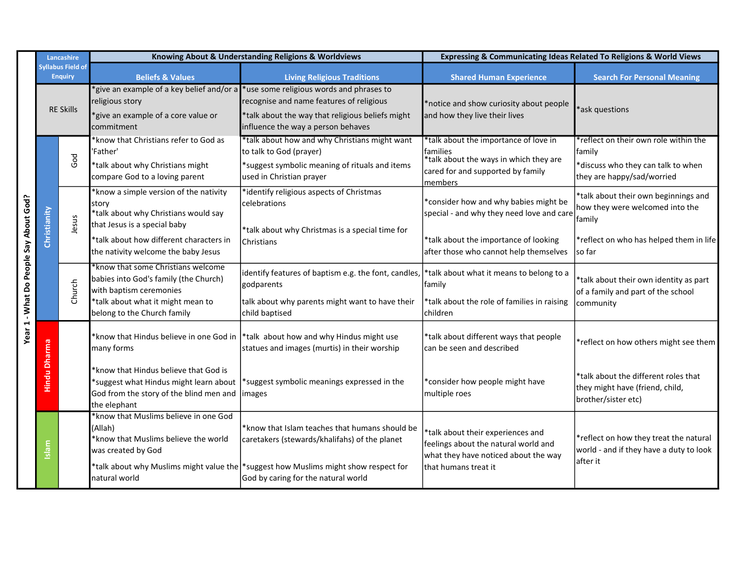| Year 1 - What Do People Say About God? | Lancashire Syllabus Field of Enquiry | | Knowing About & Understanding Religions & Worldviews | | Expressing & Communicating Ideas Related To Religions & World Views | |
|---|---|---|---|---|---|---|
| | | | Beliefs & Values | Living Religious Traditions | Shared Human Experience | Search For Personal Meaning |
| | RE Skills | | *give an example of a key belief and/or a religious story<br>*give an example of a core value or commitment | *use some religious words and phrases to recognise and name features of religious<br>*talk about the way that religious beliefs might influence the way a person behaves | *notice and show curiosity about people and how they live their lives | *ask questions |
| | Christianity | God | *know that Christians refer to God as 'Father'<br>*talk about why Christians might compare God to a loving parent | *talk about how and why Christians might want to talk to God (prayer)<br>*suggest symbolic meaning of rituals and items used in Christian prayer | *talk about the importance of love in families<br>*talk about the ways in which they are cared for and supported by family members | *reflect on their own role within the family<br>*discuss who they can talk to when they are happy/sad/worried |
| | | Jesus | *know a simple version of the nativity story<br>*talk about why Christians would say that Jesus is a special baby<br>*talk about how different characters in the nativity welcome the baby Jesus | *identify religious aspects of Christmas celebrations<br>*talk about why Christmas is a special time for Christians | *consider how and why babies might be special - and why they need love and care<br>*talk about the importance of looking after those who cannot help themselves | *talk about their own beginnings and how they were welcomed into the family<br>*reflect on who has helped them in life so far |
| | | Church | *know that some Christians welcome babies into God's family (the Church) with baptism ceremonies<br>*talk about what it might mean to belong to the Church family | identify features of baptism e.g. the font, candles, godparents<br>talk about why parents might want to have their child baptised | *talk about what it means to belong to a family<br>*talk about the role of families in raising children | *talk about their own identity as part of a family and part of the school community |
| | Hindu Dharma | | *know that Hindus believe in one God in many forms<br>*know that Hindus believe that God is<br>*suggest what Hindus might learn about God from the story of the blind men and the elephant | *talk about how and why Hindus might use statues and images (murtis) in their worship<br>*suggest symbolic meanings expressed in the images | *talk about different ways that people can be seen and described<br>*consider how people might have multiple roes | *reflect on how others might see them<br>*talk about the different roles that they might have (friend, child, brother/sister etc) |
| | Islam | | *know that Muslims believe in one God (Allah)<br>*know that Muslims believe the world was created by God<br>*talk about why Muslims might value the natural world | *know that Islam teaches that humans should be caretakers (stewards/khalifahs) of the planet<br>*suggest how Muslims might show respect for God by caring for the natural world | *talk about their experiences and feelings about the natural world and what they have noticed about the way that humans treat it | *reflect on how they treat the natural world - and if they have a duty to look after it |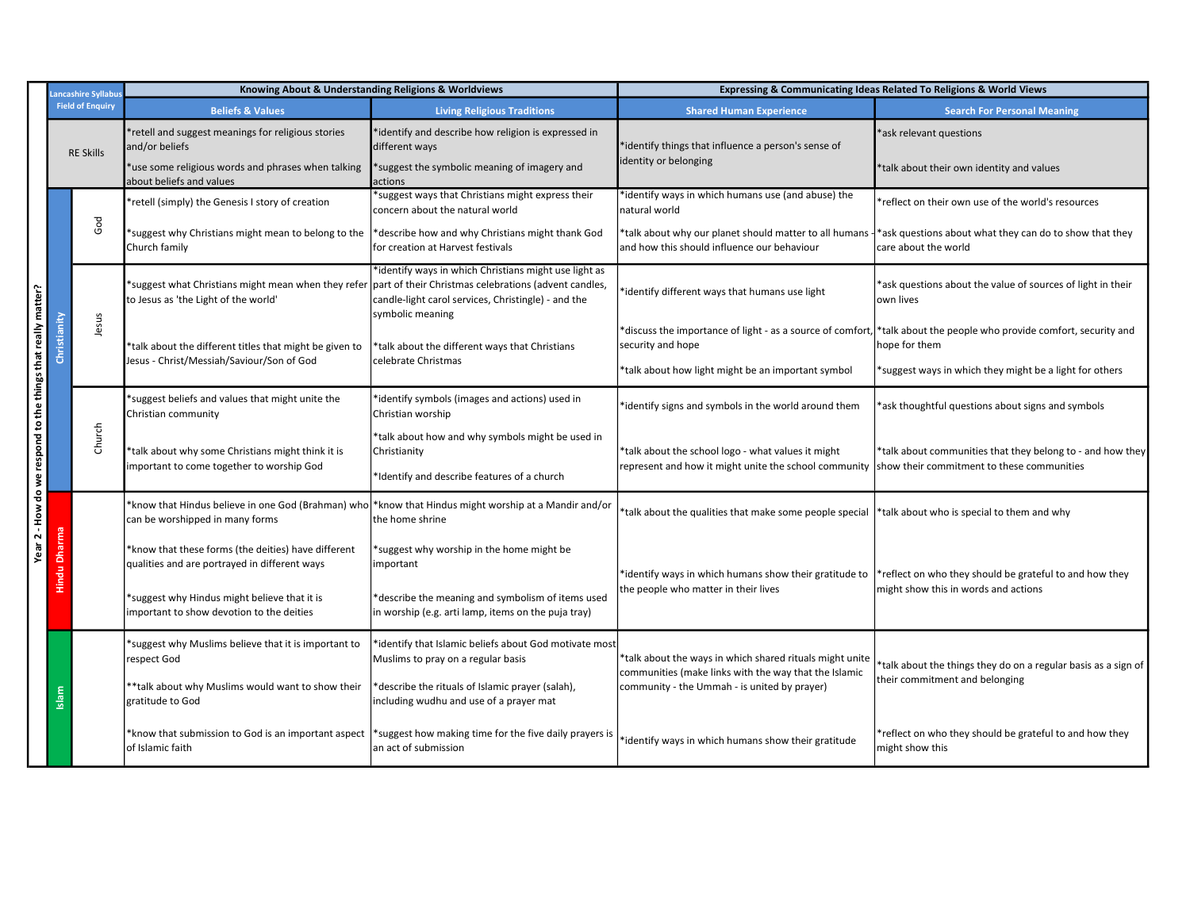**Year 2 - How do we respond to the things that really matter?**

| Lancashire Syllabus Field of Enquiry | | Knowing About & Understanding Religions & Worldviews | | Expressing & Communicating Ideas Related To Religions & World Views | |
|---|---|---|---|---|---|
| | | **Beliefs & Values** | **Living Religious Traditions** | **Shared Human Experience** | **Search For Personal Meaning** |
| RE Skills | | *retell and suggest meanings for religious stories and/or beliefs<br>*use some religious words and phrases when talking about beliefs and values | *identify and describe how religion is expressed in different ways<br>*suggest the symbolic meaning of imagery and actions | *identify things that influence a person's sense of identity or belonging | *ask relevant questions<br>*talk about their own identity and values |
| Christianity | God | *retell (simply) the Genesis I story of creation<br>*suggest why Christians might mean to belong to the Church family | *suggest ways that Christians might express their concern about the natural world<br>*describe how and why Christians might thank God for creation at Harvest festivals | *identify ways in which humans use (and abuse) the natural world<br>*talk about why our planet should matter to all humans - and how this should influence our behaviour | *reflect on their own use of the world's resources<br>*ask questions about what they can do to show that they care about the world |
| Christianity | Jesus | *suggest what Christians might mean when they refer to Jesus as 'the Light of the world'<br>*talk about the different titles that might be given to Jesus - Christ/Messiah/Saviour/Son of God | *identify ways in which Christians might use light as part of their Christmas celebrations (advent candles, candle-light carol services, Christingle) - and the symbolic meaning<br>*talk about the different ways that Christians celebrate Christmas | *identify different ways that humans use light<br>*discuss the importance of light - as a source of comfort, security and hope<br>*talk about how light might be an important symbol | *ask questions about the value of sources of light in their own lives<br>*talk about the people who provide comfort, security and hope for them<br>*suggest ways in which they might be a light for others |
| Christianity | Church | *suggest beliefs and values that might unite the Christian community<br>*talk about why some Christians might think it is important to come together to worship God | *identify symbols (images and actions) used in Christian worship<br>*talk about how and why symbols might be used in Christianity<br>*Identify and describe features of a church | *identify signs and symbols in the world around them<br>*talk about the school logo - what values it might represent and how it might unite the school community | *ask thoughtful questions about signs and symbols<br>*talk about communities that they belong to - and how they show their commitment to these communities |
| Hindu Dharma | | *know that Hindus believe in one God (Brahman) who can be worshipped in many forms<br>*know that these forms (the deities) have different qualities and are portrayed in different ways<br>*suggest why Hindus might believe that it is important to show devotion to the deities | *know that Hindus might worship at a Mandir and/or the home shrine<br>*suggest why worship in the home might be important<br>*describe the meaning and symbolism of items used in worship (e.g. arti lamp, items on the puja tray) | *talk about the qualities that make some people special<br>*identify ways in which humans show their gratitude to the people who matter in their lives | *talk about who is special to them and why<br>*reflect on who they should be grateful to and how they might show this in words and actions |
| Islam | | *suggest why Muslims believe that it is important to respect God<br>**talk about why Muslims would want to show their gratitude to God<br>*know that submission to God is an important aspect of Islamic faith | *identify that Islamic beliefs about God motivate most Muslims to pray on a regular basis<br>*describe the rituals of Islamic prayer (salah), including wudhu and use of a prayer mat<br>*suggest how making time for the five daily prayers is an act of submission | *talk about the ways in which shared rituals might unite communities (make links with the way that the Islamic community - the Ummah - is united by prayer)<br>*identify ways in which humans show their gratitude | *talk about the things they do on a regular basis as a sign of their commitment and belonging<br>*reflect on who they should be grateful to and how they might show this |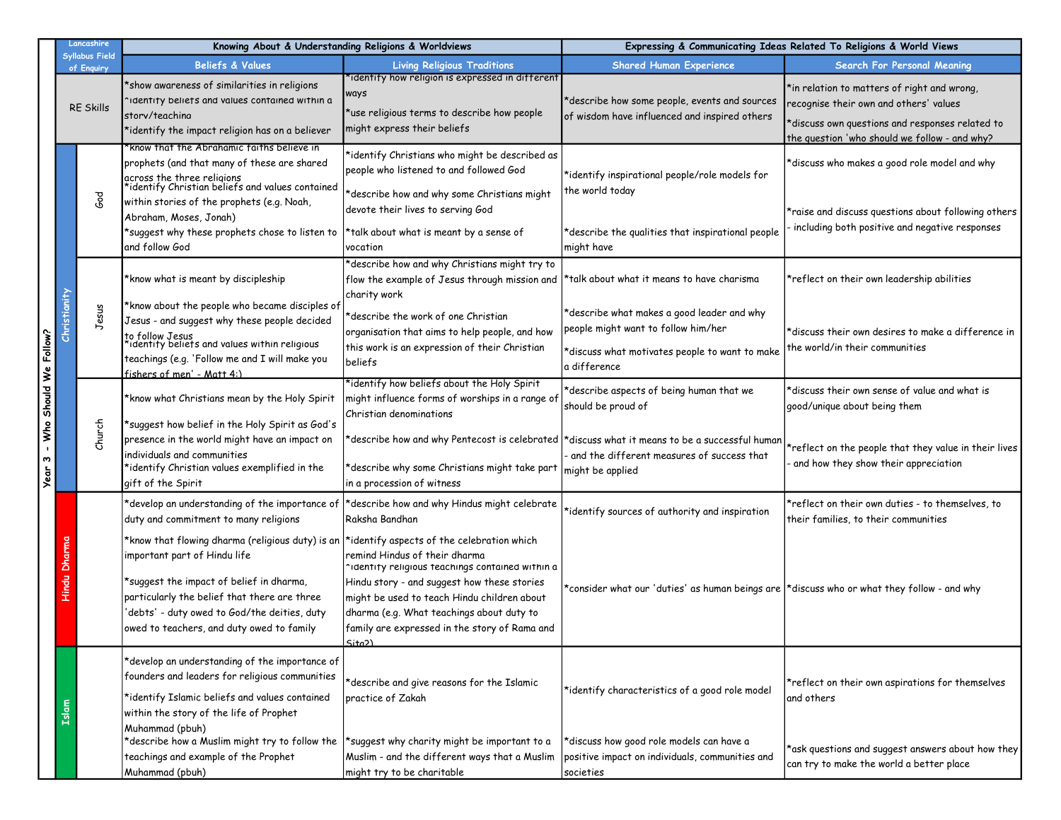| Year 3 - Who Should We Follow? | Lancashire Syllabus Field of Enquiry | Knowing About & Understanding Religions & Worldviews | | Expressing & Communicating Ideas Related To Religions & World Views | |
|---|---|---|---|---|---|
| | | Beliefs & Values | Living Religious Traditions | Shared Human Experience | Search For Personal Meaning |
| | RE Skills | *show awareness of similarities in religions<br>*identify beliefs and values contained within a story/teaching<br>*identify the impact religion has on a believer | *identify how religion is expressed in different ways<br>*use religious terms to describe how people might express their beliefs | *describe how some people, events and sources of wisdom have influenced and inspired others | *in relation to matters of right and wrong, recognise their own and others' values<br>*discuss own questions and responses related to the question 'who should we follow - and why? |
| Christianity | God | *know that the Abrahamic faiths believe in prophets (and that many of these are shared across the three religions<br>*identify Christian beliefs and values contained within stories of the prophets (e.g. Noah, Abraham, Moses, Jonah)<br>*suggest why these prophets chose to listen to and follow God | *identify Christians who might be described as people who listened to and followed God<br>*describe how and why some Christians might devote their lives to serving God<br>*talk about what is meant by a sense of vocation | *identify inspirational people/role models for the world today<br>*describe the qualities that inspirational people might have | *discuss who makes a good role model and why<br>*raise and discuss questions about following others - including both positive and negative responses |
| Christianity | Jesus | *know what is meant by discipleship<br>*know about the people who became disciples of Jesus - and suggest why these people decided to follow Jesus<br>*identify beliefs and values within religious teachings (e.g. 'Follow me and I will make you fishers of men' - Matt 4:) | *describe how and why Christians might try to flow the example of Jesus through mission and charity work<br>*describe the work of one Christian organisation that aims to help people, and how this work is an expression of their Christian beliefs | *talk about what it means to have charisma<br>*describe what makes a good leader and why people might want to follow him/her<br>*discuss what motivates people to want to make a difference | *reflect on their own leadership abilities<br>*discuss their own desires to make a difference in the world/in their communities |
| Christianity | Church | *know what Christians mean by the Holy Spirit<br>*suggest how belief in the Holy Spirit as God's presence in the world might have an impact on individuals and communities<br>*identify Christian values exemplified in the gift of the Spirit | *identify how beliefs about the Holy Spirit might influence forms of worships in a range of Christian denominations<br>*describe how and why Pentecost is celebrated<br>*describe why some Christians might take part in a procession of witness | *describe aspects of being human that we should be proud of<br>*discuss what it means to be a successful human - and the different measures of success that might be applied | *discuss their own sense of value and what is good/unique about being them<br>*reflect on the people that they value in their lives - and how they show their appreciation |
| Hindu Dharma | | *develop an understanding of the importance of duty and commitment to many religions<br>*know that flowing dharma (religious duty) is an important part of Hindu life<br>*suggest the impact of belief in dharma, particularly the belief that there are three 'debts' - duty owed to God/the deities, duty owed to teachers, and duty owed to family | *describe how and why Hindus might celebrate Raksha Bandhan<br>*identify aspects of the celebration which remind Hindus of their dharma<br>*identify religious teachings contained within a Hindu story - and suggest how these stories might be used to teach Hindu children about dharma (e.g. What teachings about duty to family are expressed in the story of Rama and Sita?) | *identify sources of authority and inspiration<br>*consider what our 'duties' as human beings are | *reflect on their own duties - to themselves, to their families, to their communities<br>*discuss who or what they follow - and why |
| Islam | | *develop an understanding of the importance of founders and leaders for religious communities<br>*identify Islamic beliefs and values contained within the story of the life of Prophet Muhammad (pbuh)<br>*describe how a Muslim might try to follow the teachings and example of the Prophet Muhammad (pbuh) | *describe and give reasons for the Islamic practice of Zakah<br>*suggest why charity might be important to a Muslim - and the different ways that a Muslim might try to be charitable | *identify characteristics of a good role model<br>*discuss how good role models can have a positive impact on individuals, communities and societies | *reflect on their own aspirations for themselves and others<br>*ask questions and suggest answers about how they can try to make the world a better place |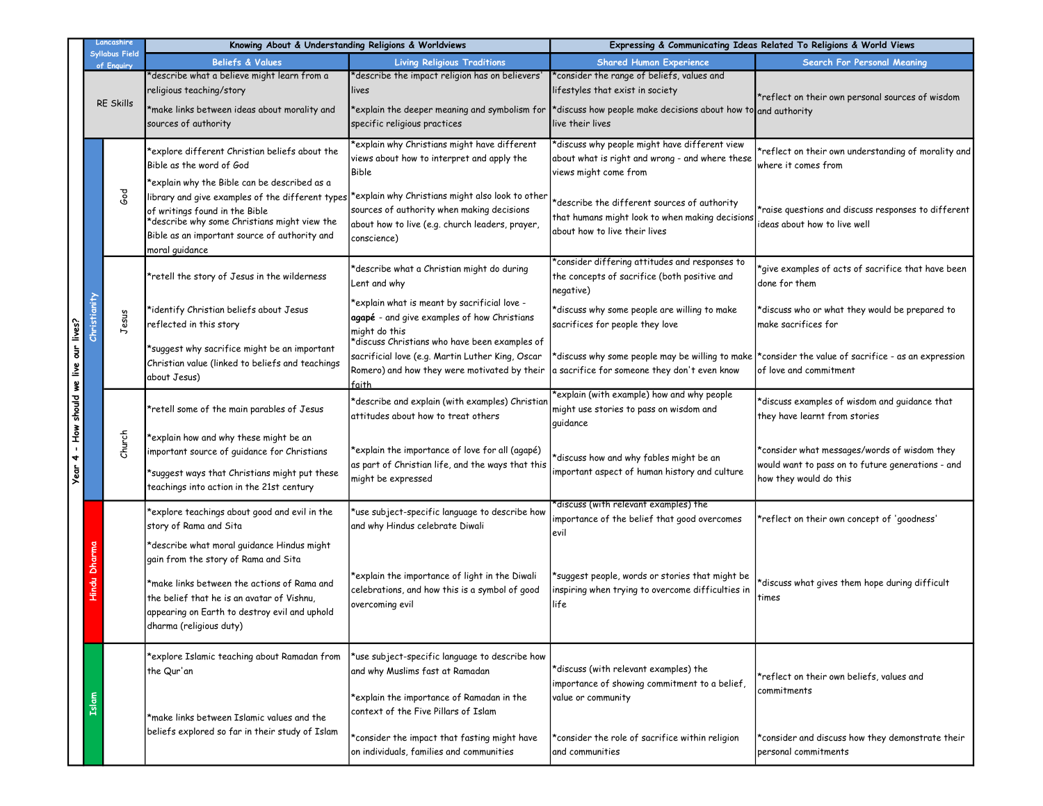| Year 4 - How should we live our lives? | Lancashire Syllabus Field of Enquiry | | Knowing About & Understanding Religions & Worldviews | | Expressing & Communicating Ideas Related To Religions & World Views | |
|---|---|---|---|---|---|---|
| | | | Beliefs & Values | Living Religious Traditions | Shared Human Experience | Search For Personal Meaning |
| | RE Skills | | *describe what a believe might learn from a religious teaching/story<br>*make links between ideas about morality and sources of authority | *describe the impact religion has on believers' lives<br>*explain the deeper meaning and symbolism for specific religious practices | *consider the range of beliefs, values and lifestyles that exist in society<br>*discuss how people make decisions about how to live their lives | *reflect on their own personal sources of wisdom and authority |
| | Christianity | God | *explore different Christian beliefs about the Bible as the word of God<br>*explain why the Bible can be described as a library and give examples of the different types of writings found in the Bible<br>*describe why some Christians might view the Bible as an important source of authority and moral guidance | *explain why Christians might have different views about how to interpret and apply the Bible<br>*explain why Christians might also look to other sources of authority when making decisions about how to live (e.g. church leaders, prayer, conscience) | *discuss why people might have different view about what is right and wrong - and where these views might come from<br>*describe the different sources of authority that humans might look to when making decisions about how to live their lives | *reflect on their own understanding of morality and where it comes from<br>*raise questions and discuss responses to different ideas about how to live well |
| | Christianity | Jesus | *retell the story of Jesus in the wilderness<br>*identify Christian beliefs about Jesus reflected in this story<br>*suggest why sacrifice might be an important Christian value (linked to beliefs and teachings about Jesus) | *describe what a Christian might do during Lent and why<br>*explain what is meant by sacrificial love - **agapé** - and give examples of how Christians might do this<br>*discuss Christians who have been examples of sacrificial love (e.g. Martin Luther King, Oscar Romero) and how they were motivated by their faith | *consider differing attitudes and responses to the concepts of sacrifice (both positive and negative)<br>*discuss why some people are willing to make sacrifices for people they love<br>*discuss why some people may be willing to make a sacrifice for someone they don't even know | *give examples of acts of sacrifice that have been done for them<br>*discuss who or what they would be prepared to make sacrifices for<br>*consider the value of sacrifice - as an expression of love and commitment |
| | Christianity | Church | *retell some of the main parables of Jesus<br>*explain how and why these might be an important source of guidance for Christians<br>*suggest ways that Christians might put these teachings into action in the 21st century | *describe and explain (with examples) Christian attitudes about how to treat others<br>*explain the importance of love for all (agapé) as part of Christian life, and the ways that this might be expressed | *explain (with example) how and why people might use stories to pass on wisdom and guidance<br>*discuss how and why fables might be an important aspect of human history and culture | *discuss examples of wisdom and guidance that they have learnt from stories<br>*consider what messages/words of wisdom they would want to pass on to future generations - and how they would do this |
| | Hindu Dharma | | *explore teachings about good and evil in the story of Rama and Sita<br>*describe what moral guidance Hindus might gain from the story of Rama and Sita<br>*make links between the actions of Rama and the belief that he is an avatar of Vishnu, appearing on Earth to destroy evil and uphold dharma (religious duty) | *use subject-specific language to describe how and why Hindus celebrate Diwali<br>*explain the importance of light in the Diwali celebrations, and how this is a symbol of good overcoming evil | *discuss (with relevant examples) the importance of the belief that good overcomes evil<br>*suggest people, words or stories that might be inspiring when trying to overcome difficulties in life | *reflect on their own concept of 'goodness'<br>*discuss what gives them hope during difficult times |
| | Islam | | *explore Islamic teaching about Ramadan from the Qur'an<br>*make links between Islamic values and the beliefs explored so far in their study of Islam | *use subject-specific language to describe how and why Muslims fast at Ramadan<br>*explain the importance of Ramadan in the context of the Five Pillars of Islam<br>*consider the impact that fasting might have on individuals, families and communities | *discuss (with relevant examples) the importance of showing commitment to a belief, value or community<br>*consider the role of sacrifice within religion and communities | *reflect on their own beliefs, values and commitments<br>*consider and discuss how they demonstrate their personal commitments |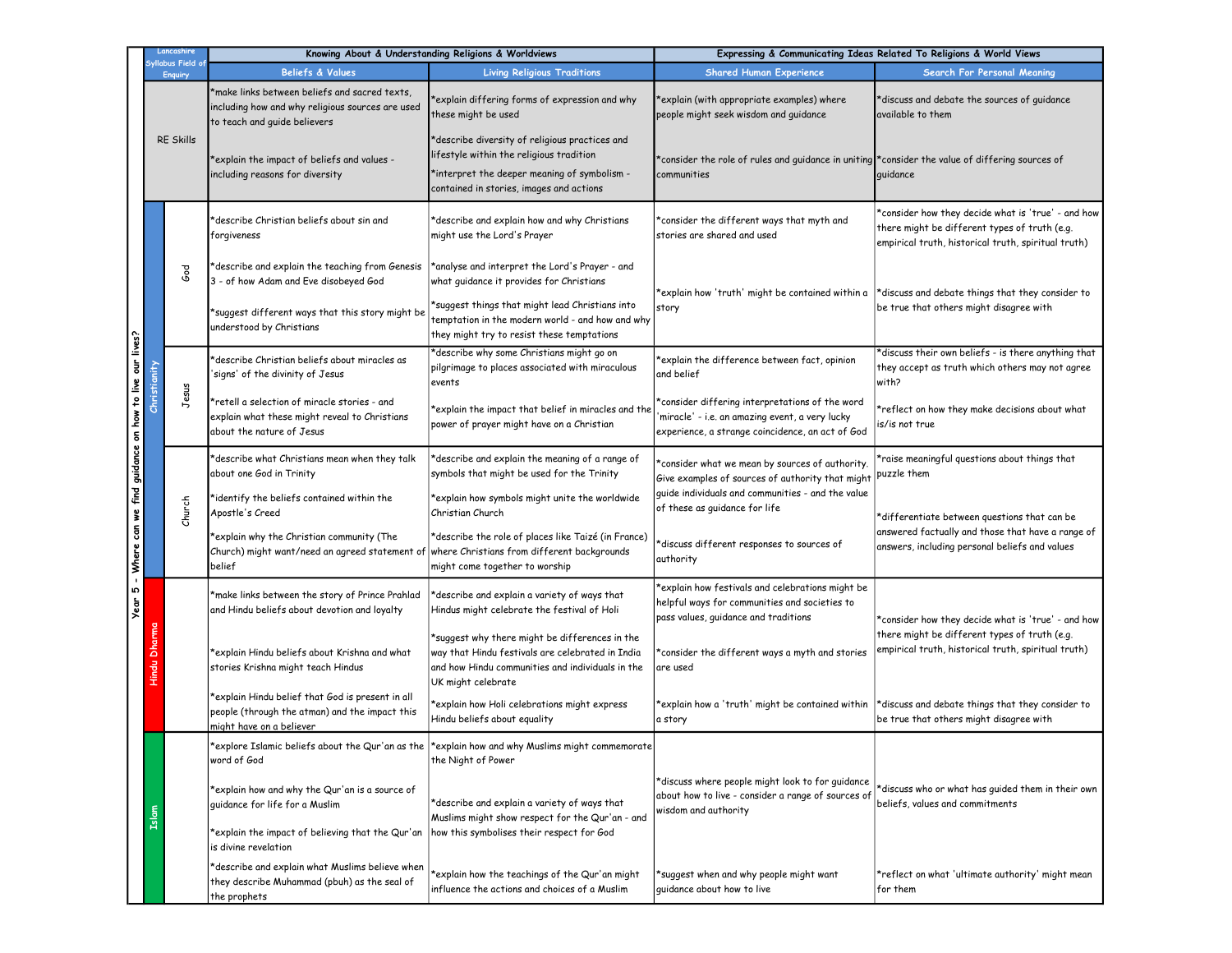| Year 5 - Where can we find guidance on how to live our lives? | Lancashire Syllabus Field of Enquiry | | Knowing About & Understanding Religions & Worldviews | | Expressing & Communicating Ideas Related To Religions & World Views | |
|---|---|---|---|---|---|---|
| | | | Beliefs & Values | Living Religious Traditions | Shared Human Experience | Search For Personal Meaning |
| | RE Skills | | *make links between beliefs and sacred texts, including how and why religious sources are used to teach and guide believers<br><br>*explain the impact of beliefs and values - including reasons for diversity | *explain differing forms of expression and why these might be used<br><br>*describe diversity of religious practices and lifestyle within the religious tradition<br><br>*interpret the deeper meaning of symbolism - contained in stories, images and actions | *explain (with appropriate examples) where people might seek wisdom and guidance<br><br>*consider the role of rules and guidance in uniting communities | *discuss and debate the sources of guidance available to them<br><br>*consider the value of differing sources of guidance |
| | Christianity | God | *describe Christian beliefs about sin and forgiveness<br><br>*describe and explain the teaching from Genesis 3 - of how Adam and Eve disobeyed God<br><br>*suggest different ways that this story might be understood by Christians | *describe and explain how and why Christians might use the Lord's Prayer<br><br>*analyse and interpret the Lord's Prayer - and what guidance it provides for Christians<br><br>*suggest things that might lead Christians into temptation in the modern world - and how and why they might try to resist these temptations | *consider the different ways that myth and stories are shared and used<br><br>*explain how 'truth' might be contained within a story | *consider how they decide what is 'true' - and how there might be different types of truth (e.g. empirical truth, historical truth, spiritual truth)<br><br>*discuss and debate things that they consider to be true that others might disagree with |
| | | Jesus | *describe Christian beliefs about miracles as 'signs' of the divinity of Jesus<br><br>*retell a selection of miracle stories - and explain what these might reveal to Christians about the nature of Jesus | *describe why some Christians might go on pilgrimage to places associated with miraculous events<br><br>*explain the impact that belief in miracles and the power of prayer might have on a Christian | *explain the difference between fact, opinion and belief<br><br>*consider differing interpretations of the word 'miracle' - i.e. an amazing event, a very lucky experience, a strange coincidence, an act of God | *discuss their own beliefs - is there anything that they accept as truth which others may not agree with?<br><br>*reflect on how they make decisions about what is/is not true |
| | | Church | *describe what Christians mean when they talk about one God in Trinity<br><br>*identify the beliefs contained within the Apostle's Creed<br><br>*explain why the Christian community (The Church) might want/need an agreed statement of belief | *describe and explain the meaning of a range of symbols that might be used for the Trinity<br><br>*explain how symbols might unite the worldwide Christian Church<br><br>*describe the role of places like Taizé (in France) where Christians from different backgrounds might come together to worship | *consider what we mean by sources of authority. Give examples of sources of authority that might guide individuals and communities - and the value of these as guidance for life<br><br>*discuss different responses to sources of authority | *raise meaningful questions about things that puzzle them<br><br>*differentiate between questions that can be answered factually and those that have a range of answers, including personal beliefs and values |
| | Hindu Dharma | | *make links between the story of Prince Prahlad and Hindu beliefs about devotion and loyalty<br><br>*explain Hindu beliefs about Krishna and what stories Krishna might teach Hindus<br><br>*explain Hindu belief that God is present in all people (through the atman) and the impact this might have on a believer | *describe and explain a variety of ways that Hindus might celebrate the festival of Holi<br><br>*suggest why there might be differences in the way that Hindu festivals are celebrated in India and how Hindu communities and individuals in the UK might celebrate<br><br>*explain how Holi celebrations might express Hindu beliefs about equality | *explain how festivals and celebrations might be helpful ways for communities and societies to pass values, guidance and traditions<br><br>*consider the different ways a myth and stories are used<br><br>*explain how a 'truth' might be contained within a story | *consider how they decide what is 'true' - and how there might be different types of truth (e.g. empirical truth, historical truth, spiritual truth)<br><br>*discuss and debate things that they consider to be true that others might disagree with |
| | Islam | | *explore Islamic beliefs about the Qur'an as the word of God<br><br>*explain how and why the Qur'an is a source of guidance for life for a Muslim<br><br>*explain the impact of believing that the Qur'an is divine revelation<br><br>*describe and explain what Muslims believe when they describe Muhammad (pbuh) as the seal of the prophets | *explain how and why Muslims might commemorate the Night of Power<br><br>*describe and explain a variety of ways that Muslims might show respect for the Qur'an - and how this symbolises their respect for God<br><br>*explain how the teachings of the Qur'an might influence the actions and choices of a Muslim | *discuss where people might look to for guidance about how to live - consider a range of sources of wisdom and authority<br><br>*suggest when and why people might want guidance about how to live | *discuss who or what has guided them in their own beliefs, values and commitments<br><br>*reflect on what 'ultimate authority' might mean for them |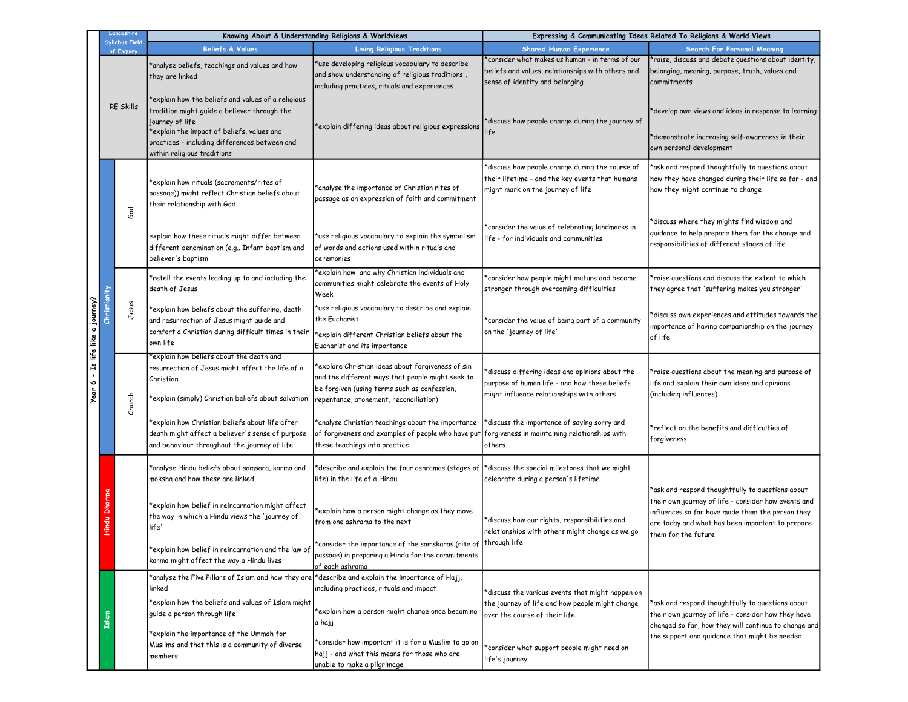| Year 6 - Is life like a journey? | | Lancashire Syllabus Field of Enquiry | Knowing About & Understanding Religions & Worldviews | | Expressing & Communicating Ideas Related To Religions & World Views | |
|---|---|---|---|---|---|---|
| | | | Beliefs & Values | Living Religious Traditions | Shared Human Experience | Search For Personal Meaning |
| | | RE Skills | *analyse beliefs, teachings and values and how they are linked<br><br>*explain how the beliefs and values of a religious tradition might guide a believer through the journey of life<br>*explain the impact of beliefs, values and practices - including differences between and within religious traditions | *use developing religious vocabulary to describe and show understanding of religious traditions , including practices, rituals and experiences<br><br>*explain differing ideas about religious expressions | *consider what makes us human - in terms of our beliefs and values, relationships with others and sense of identity and belonging<br><br>*discuss how people change during the journey of life | *raise, discuss and debate questions about identity, belonging, meaning, purpose, truth, values and commitments<br><br>*develop own views and ideas in response to learning<br><br>*demonstrate increasing self-awareness in their own personal development |
| | Christianity | God | *explain how rituals (sacraments/rites of passage)) might reflect Christian beliefs about their relationship with God<br><br>explain how these rituals might differ between different denomination (e.g.. Infant baptism and believer's baptism | *analyse the importance of Christian rites of passage as an expression of faith and commitment<br><br>*use religious vocabulary to explain the symbolism of words and actions used within rituals and ceremonies | *discuss how people change during the course of their lifetime - and the key events that humans might mark on the journey of life<br><br>*consider the value of celebrating landmarks in life - for individuals and communities | *ask and respond thoughtfully to questions about how they have changed during their life so far - and how they might continue to change<br><br>*discuss where they mights find wisdom and guidance to help prepare them for the change and responsibilities of different stages of life |
| | Christianity | Jesus | *retell the events leading up to and including the death of Jesus<br><br>*explain how beliefs about the suffering, death and resurrection of Jesus might guide and comfort a Christian during difficult times in their own life | *explain how and why Christian individuals and communities might celebrate the events of Holy Week<br><br>*use religious vocabulary to describe and explain the Eucharist<br><br>*explain different Christian beliefs about the Eucharist and its importance | *consider how people might mature and become stronger through overcoming difficulties<br><br>*consider the value of being part of a community on the 'journey of life' | *raise questions and discuss the extent to which they agree that 'suffering makes you stronger'<br><br>*discuss own experiences and attitudes towards the importance of having companionship on the journey of life. |
| | Christianity | Church | *explain how beliefs about the death and resurrection of Jesus might affect the life of a Christian<br><br>*explain (simply) Christian beliefs about salvation<br><br>*explain how Christian beliefs about life after death might affect a believer's sense of purpose and behaviour throughout the journey of life | *explore Christian ideas about forgiveness of sin and the different ways that people might seek to be forgiven (using terms such as confession, repentance, atonement, reconciliation)<br><br>*analyse Christian teachings about the importance of forgiveness and examples of people who have put these teachings into practice | *discuss differing ideas and opinions about the purpose of human life - and how these beliefs might influence relationships with others<br><br>*discuss the importance of saying sorry and forgiveness in maintaining relationships with others | *raise questions about the meaning and purpose of life and explain their own ideas and opinions (including influences)<br><br>*reflect on the benefits and difficulties of forgiveness |
| | Hindu Dharma | | *analyse Hindu beliefs about samsara, karma and moksha and how these are linked<br><br>*explain how belief in reincarnation might affect the way in which a Hindu views the 'journey of life'<br><br>*explain how belief in reincarnation and the law of karma might affect the way a Hindu lives | *describe and explain the four ashramas (stages of life) in the life of a Hindu<br><br>*explain how a person might change as they move from one ashrama to the next<br><br>*consider the importance of the samskaras (rite of passage) in preparing a Hindu for the commitments of each ashrama | *discuss the special milestones that we might celebrate during a person's lifetime<br><br>*discuss how our rights, responsibilities and relationships with others might change as we go through life | *ask and respond thoughtfully to questions about their own journey of life - consider how events and influences so far have made them the person they are today and what has been important to prepare them for the future |
| | Islam | | *analyse the Five Pillars of Islam and how they are linked<br><br>*explain how the beliefs and values of Islam might guide a person through life<br><br>*explain the importance of the Ummah for Muslims and that this is a community of diverse members | *describe and explain the importance of Hajj, including practices, rituals and impact<br><br>*explain how a person might change once becoming a hajj<br><br>*consider how important it is for a Muslim to go on hajj - and what this means for those who are unable to make a pilgrimage | *discuss the various events that might happen on the journey of life and how people might change over the course of their life<br><br>*consider what support people might need on life's journey | *ask and respond thoughtfully to questions about their own journey of life - consider how they have changed so far, how they will continue to change and the support and guidance that might be needed |